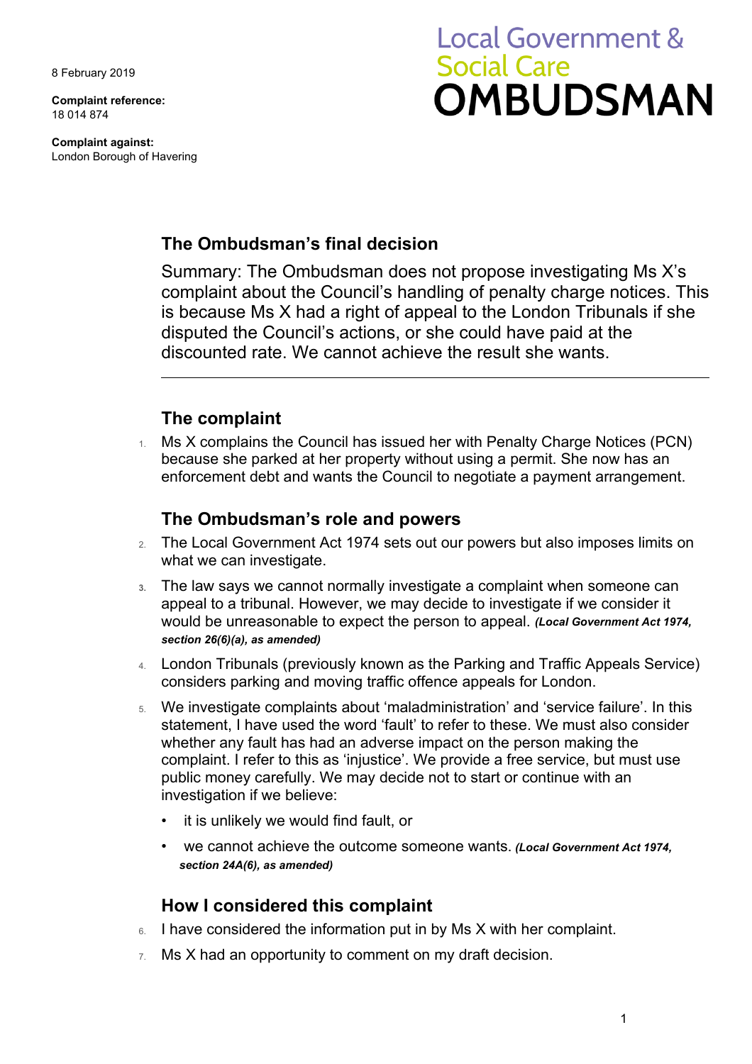8 February 2019

**Complaint reference:**
18 014 874

**Complaint against:**
London Borough of Havering

Local Government & Social Care **OMBUDSMAN**

## The Ombudsman's final decision

Summary: The Ombudsman does not propose investigating Ms X's complaint about the Council's handling of penalty charge notices. This is because Ms X had a right of appeal to the London Tribunals if she disputed the Council's actions, or she could have paid at the discounted rate. We cannot achieve the result she wants.

## The complaint

1. Ms X complains the Council has issued her with Penalty Charge Notices (PCN) because she parked at her property without using a permit. She now has an enforcement debt and wants the Council to negotiate a payment arrangement.

## The Ombudsman's role and powers

2. The Local Government Act 1974 sets out our powers but also imposes limits on what we can investigate.
3. The law says we cannot normally investigate a complaint when someone can appeal to a tribunal. However, we may decide to investigate if we consider it would be unreasonable to expect the person to appeal. ***(Local Government Act 1974, section 26(6)(a), as amended)***
4. London Tribunals (previously known as the Parking and Traffic Appeals Service) considers parking and moving traffic offence appeals for London.
5. We investigate complaints about 'maladministration' and 'service failure'. In this statement, I have used the word 'fault' to refer to these. We must also consider whether any fault has had an adverse impact on the person making the complaint. I refer to this as 'injustice'. We provide a free service, but must use public money carefully. We may decide not to start or continue with an investigation if we believe:
   - it is unlikely we would find fault, or
   - we cannot achieve the outcome someone wants. ***(Local Government Act 1974, section 24A(6), as amended)***

## How I considered this complaint

6. I have considered the information put in by Ms X with her complaint.
7. Ms X had an opportunity to comment on my draft decision.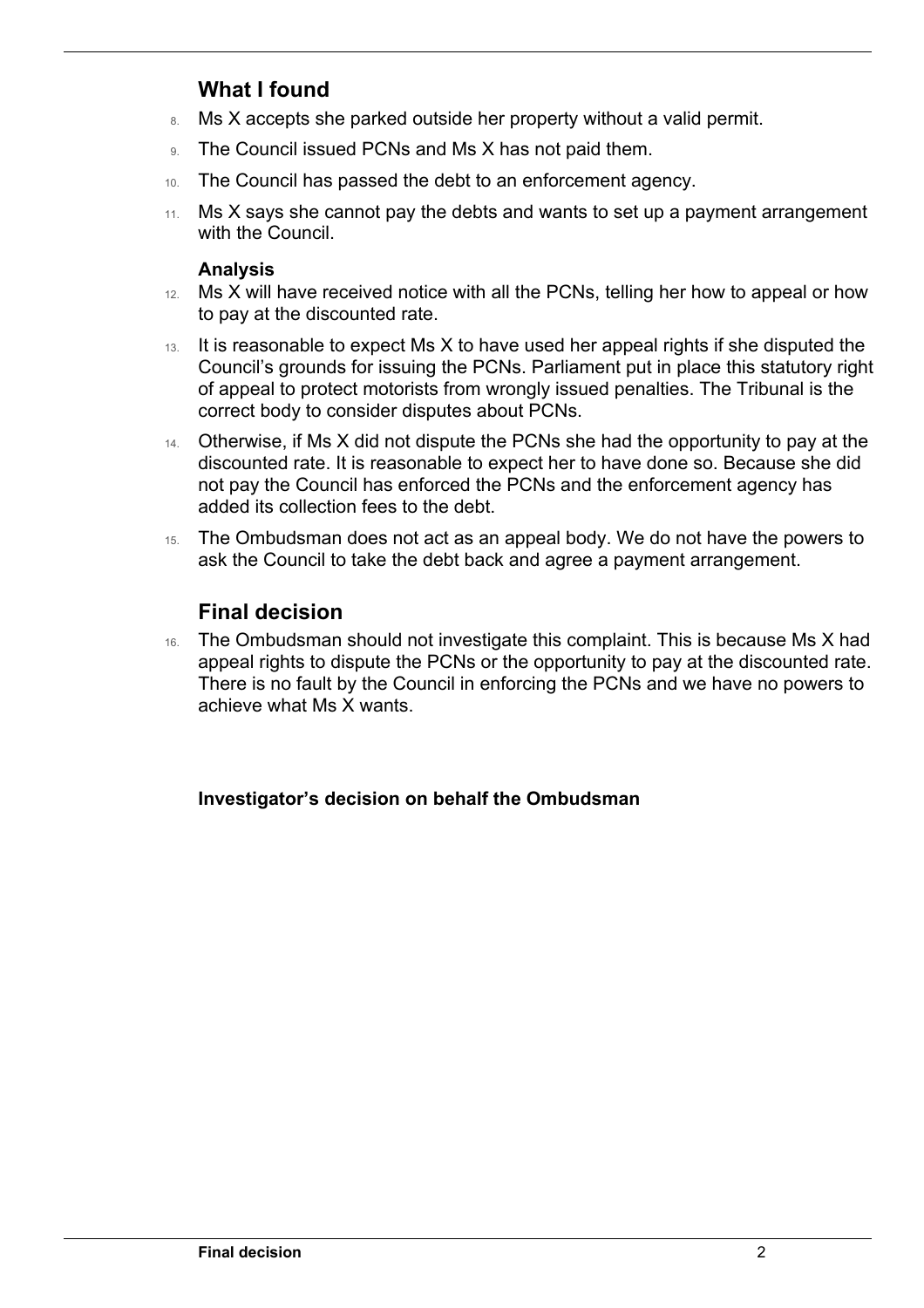## What I found

8. Ms X accepts she parked outside her property without a valid permit.
9. The Council issued PCNs and Ms X has not paid them.
10. The Council has passed the debt to an enforcement agency.
11. Ms X says she cannot pay the debts and wants to set up a payment arrangement with the Council.

### Analysis

12. Ms X will have received notice with all the PCNs, telling her how to appeal or how to pay at the discounted rate.
13. It is reasonable to expect Ms X to have used her appeal rights if she disputed the Council's grounds for issuing the PCNs. Parliament put in place this statutory right of appeal to protect motorists from wrongly issued penalties. The Tribunal is the correct body to consider disputes about PCNs.
14. Otherwise, if Ms X did not dispute the PCNs she had the opportunity to pay at the discounted rate. It is reasonable to expect her to have done so. Because she did not pay the Council has enforced the PCNs and the enforcement agency has added its collection fees to the debt.
15. The Ombudsman does not act as an appeal body. We do not have the powers to ask the Council to take the debt back and agree a payment arrangement.

## Final decision

16. The Ombudsman should not investigate this complaint. This is because Ms X had appeal rights to dispute the PCNs or the opportunity to pay at the discounted rate. There is no fault by the Council in enforcing the PCNs and we have no powers to achieve what Ms X wants.

**Investigator's decision on behalf the Ombudsman**